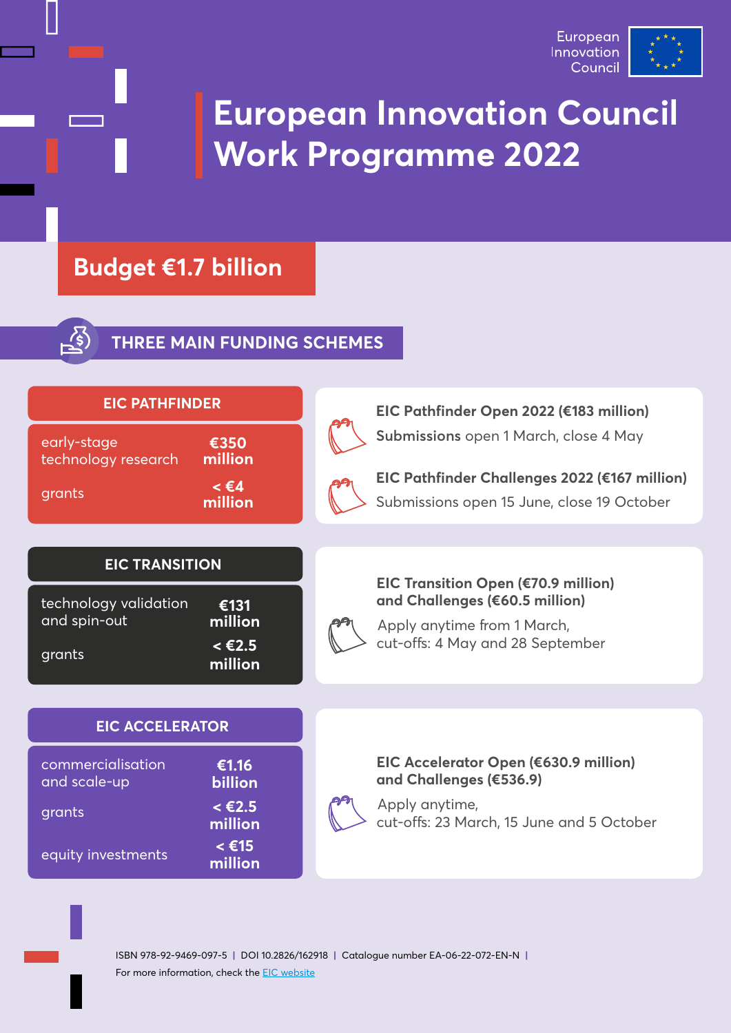European Innovation Council

# European Innovation Council Work Programme 2022

## Budget €1.7 billion

## THREE MAIN FUNDING SCHEMES

### EIC PATHFINDER

| | |
|---|---|
| early-stage technology research | **€350 million** |
| grants | **< €4 million** |

**EIC Pathfinder Open 2022 (€183 million)**
**Submissions** open 1 March, close 4 May

**EIC Pathfinder Challenges 2022 (€167 million)**
Submissions open 15 June, close 19 October

### EIC TRANSITION

| | |
|---|---|
| technology validation and spin-out | **€131 million** |
| grants | **< €2.5 million** |

**EIC Transition Open (€70.9 million) and Challenges (€60.5 million)**
Apply anytime from 1 March,
cut-offs: 4 May and 28 September

### EIC ACCELERATOR

| | |
|---|---|
| commercialisation and scale-up | **€1.16 billion** |
| grants | **< €2.5 million** |
| equity investments | **< €15 million** |

**EIC Accelerator Open (€630.9 million) and Challenges (€536.9)**
Apply anytime,
cut-offs: 23 March, 15 June and 5 October

ISBN 978-92-9469-097-5 | DOI 10.2826/162918 | Catalogue number EA-06-22-072-EN-N |
For more information, check the EIC website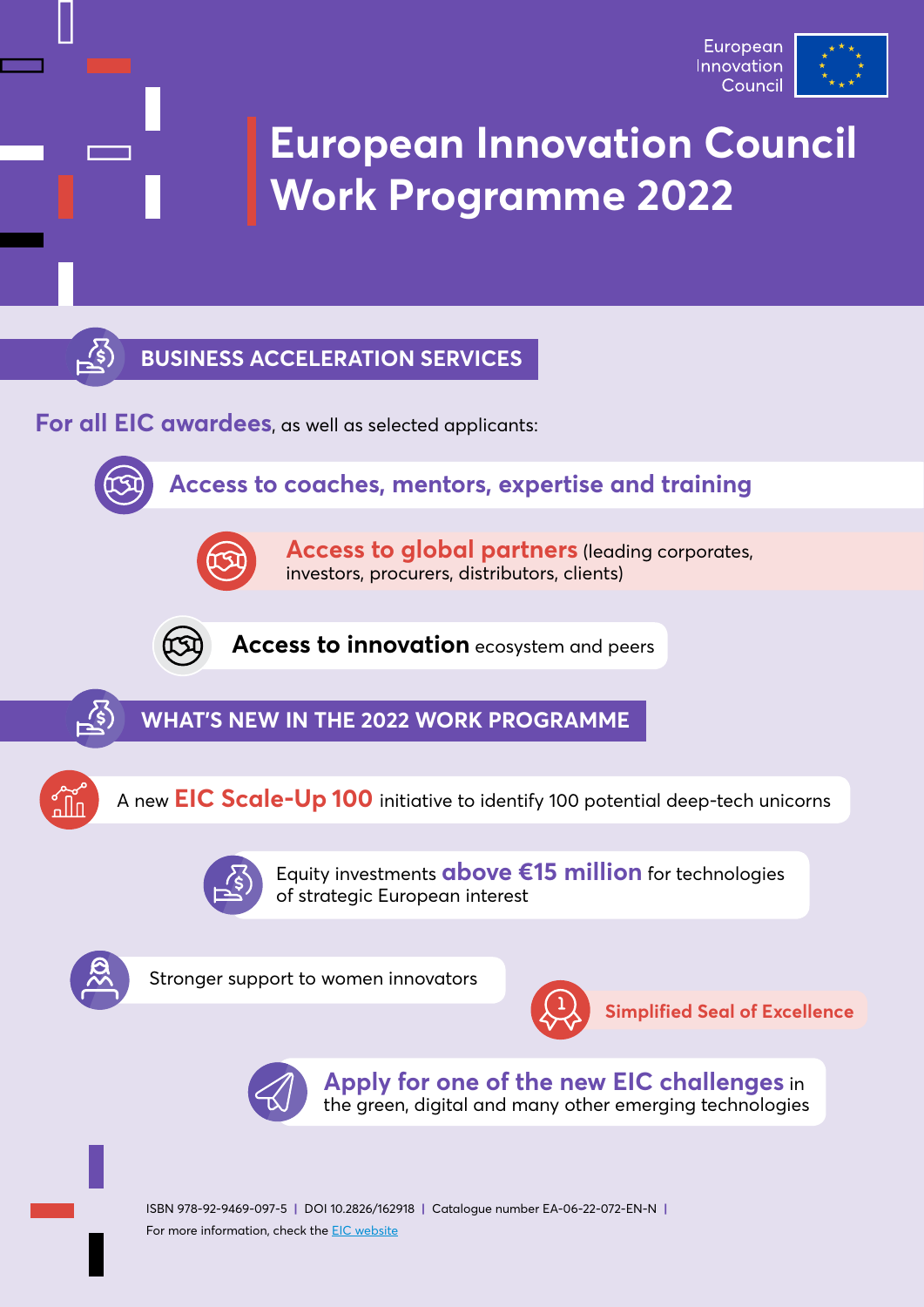European Innovation Council

# European Innovation Council Work Programme 2022

## BUSINESS ACCELERATION SERVICES

**For all EIC awardees**, as well as selected applicants:

- **Access to coaches, mentors, expertise and training**
- **Access to global partners** (leading corporates, investors, procurers, distributors, clients)
- **Access to innovation** ecosystem and peers

## WHAT'S NEW IN THE 2022 WORK PROGRAMME

- A new **EIC Scale-Up 100** initiative to identify 100 potential deep-tech unicorns
- Equity investments **above €15 million** for technologies of strategic European interest
- Stronger support to women innovators
- **Simplified Seal of Excellence**
- **Apply for one of the new EIC challenges** in the green, digital and many other emerging technologies

ISBN 978-92-9469-097-5 | DOI 10.2826/162918 | Catalogue number EA-06-22-072-EN-N |

For more information, check the EIC website